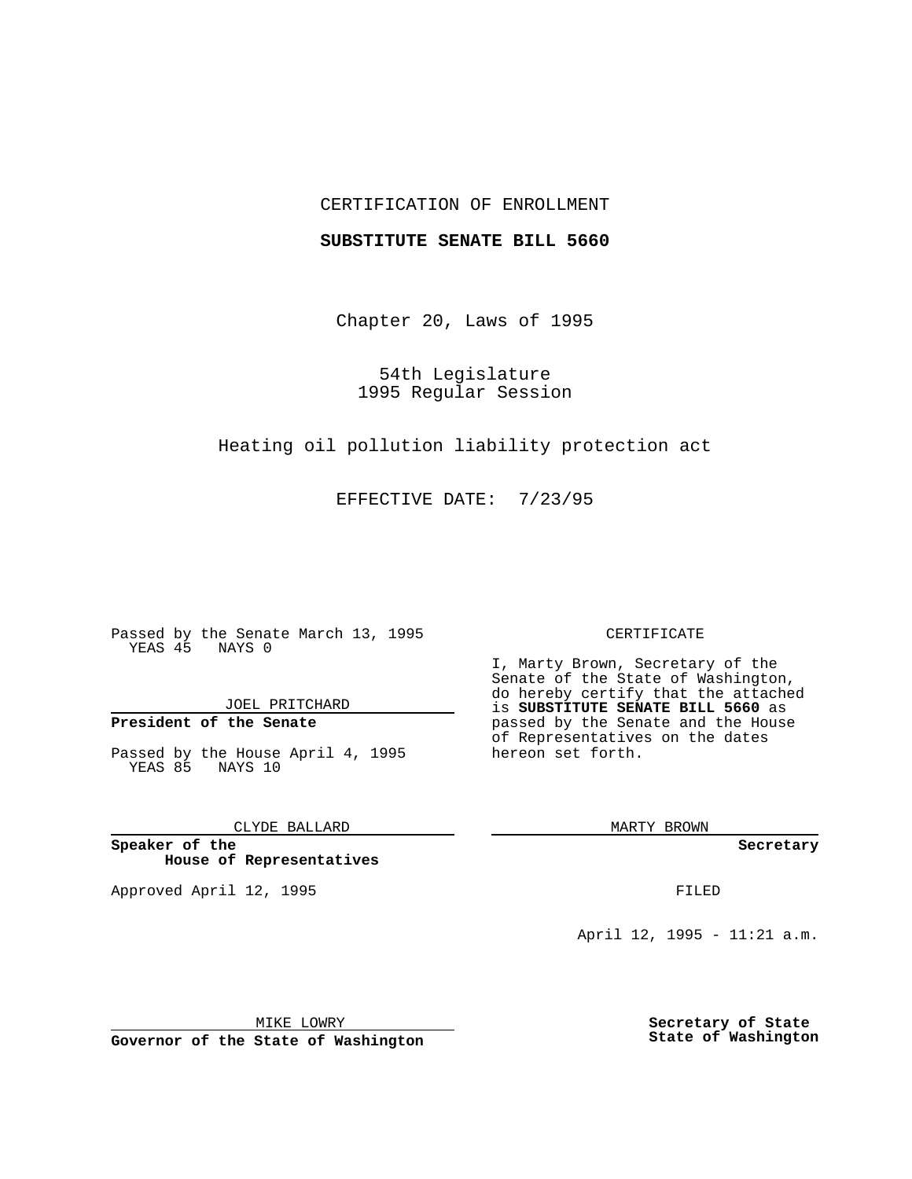CERTIFICATION OF ENROLLMENT

**SUBSTITUTE SENATE BILL 5660**

Chapter 20, Laws of 1995

54th Legislature
1995 Regular Session

Heating oil pollution liability protection act

EFFECTIVE DATE: 7/23/95

Passed by the Senate March 13, 1995
YEAS 45 NAYS 0

JOEL PRITCHARD

**President of the Senate**

Passed by the House April 4, 1995
YEAS 85 NAYS 10

CLYDE BALLARD

**Speaker of the House of Representatives**

Approved April 12, 1995

MIKE LOWRY

**Governor of the State of Washington**

CERTIFICATE

I, Marty Brown, Secretary of the Senate of the State of Washington, do hereby certify that the attached is **SUBSTITUTE SENATE BILL 5660** as passed by the Senate and the House of Representatives on the dates hereon set forth.

MARTY BROWN

**Secretary**

FILED

April 12, 1995 - 11:21 a.m.

**Secretary of State State of Washington**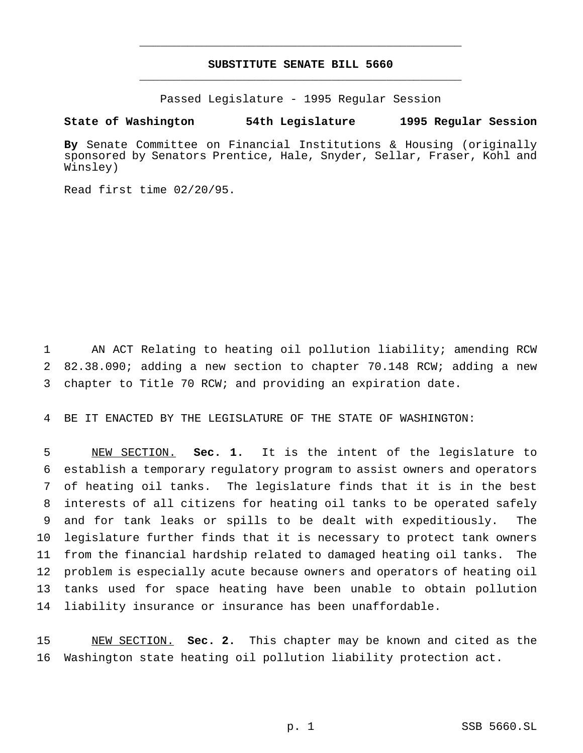# SUBSTITUTE SENATE BILL 5660

Passed Legislature - 1995 Regular Session

**State of Washington 54th Legislature 1995 Regular Session**

**By** Senate Committee on Financial Institutions & Housing (originally sponsored by Senators Prentice, Hale, Snyder, Sellar, Fraser, Kohl and Winsley)

Read first time 02/20/95.

AN ACT Relating to heating oil pollution liability; amending RCW 82.38.090; adding a new section to chapter 70.148 RCW; adding a new chapter to Title 70 RCW; and providing an expiration date.

BE IT ENACTED BY THE LEGISLATURE OF THE STATE OF WASHINGTON:

NEW SECTION. **Sec. 1.** It is the intent of the legislature to establish a temporary regulatory program to assist owners and operators of heating oil tanks. The legislature finds that it is in the best interests of all citizens for heating oil tanks to be operated safely and for tank leaks or spills to be dealt with expeditiously. The legislature further finds that it is necessary to protect tank owners from the financial hardship related to damaged heating oil tanks. The problem is especially acute because owners and operators of heating oil tanks used for space heating have been unable to obtain pollution liability insurance or insurance has been unaffordable.

NEW SECTION. **Sec. 2.** This chapter may be known and cited as the Washington state heating oil pollution liability protection act.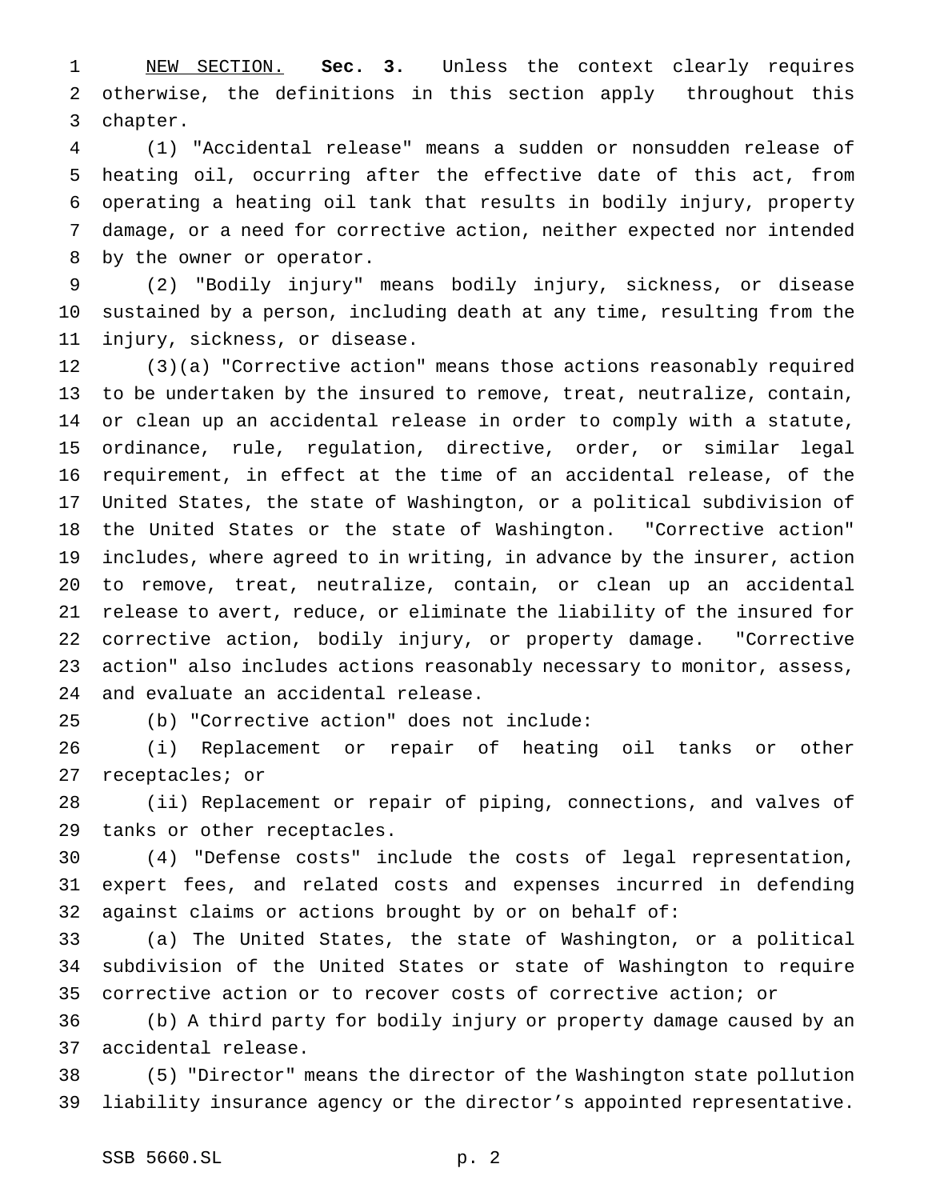NEW SECTION. **Sec. 3.** Unless the context clearly requires otherwise, the definitions in this section apply throughout this chapter.

(1) "Accidental release" means a sudden or nonsudden release of heating oil, occurring after the effective date of this act, from operating a heating oil tank that results in bodily injury, property damage, or a need for corrective action, neither expected nor intended by the owner or operator.

(2) "Bodily injury" means bodily injury, sickness, or disease sustained by a person, including death at any time, resulting from the injury, sickness, or disease.

(3)(a) "Corrective action" means those actions reasonably required to be undertaken by the insured to remove, treat, neutralize, contain, or clean up an accidental release in order to comply with a statute, ordinance, rule, regulation, directive, order, or similar legal requirement, in effect at the time of an accidental release, of the United States, the state of Washington, or a political subdivision of the United States or the state of Washington. "Corrective action" includes, where agreed to in writing, in advance by the insurer, action to remove, treat, neutralize, contain, or clean up an accidental release to avert, reduce, or eliminate the liability of the insured for corrective action, bodily injury, or property damage. "Corrective action" also includes actions reasonably necessary to monitor, assess, and evaluate an accidental release.

(b) "Corrective action" does not include:

(i) Replacement or repair of heating oil tanks or other receptacles; or

(ii) Replacement or repair of piping, connections, and valves of tanks or other receptacles.

(4) "Defense costs" include the costs of legal representation, expert fees, and related costs and expenses incurred in defending against claims or actions brought by or on behalf of:

(a) The United States, the state of Washington, or a political subdivision of the United States or state of Washington to require corrective action or to recover costs of corrective action; or

(b) A third party for bodily injury or property damage caused by an accidental release.

(5) "Director" means the director of the Washington state pollution liability insurance agency or the director's appointed representative.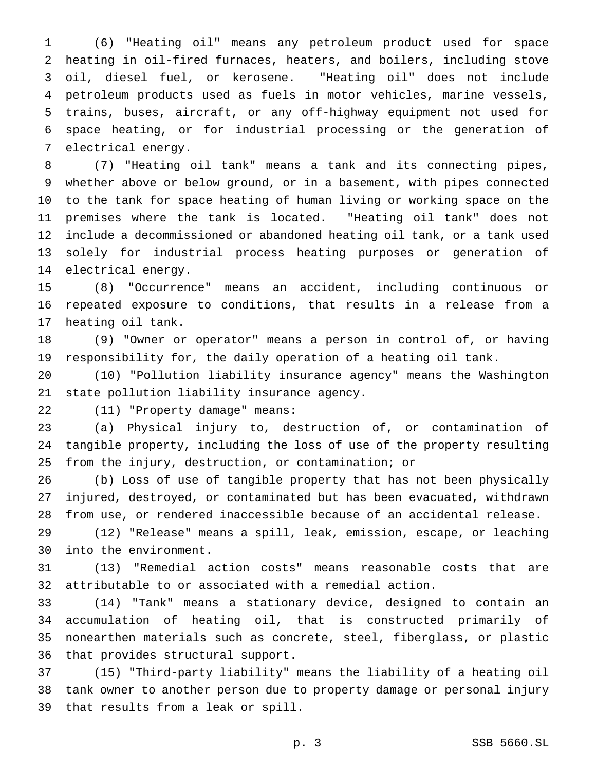(6) "Heating oil" means any petroleum product used for space heating in oil-fired furnaces, heaters, and boilers, including stove oil, diesel fuel, or kerosene. "Heating oil" does not include petroleum products used as fuels in motor vehicles, marine vessels, trains, buses, aircraft, or any off-highway equipment not used for space heating, or for industrial processing or the generation of electrical energy.

(7) "Heating oil tank" means a tank and its connecting pipes, whether above or below ground, or in a basement, with pipes connected to the tank for space heating of human living or working space on the premises where the tank is located. "Heating oil tank" does not include a decommissioned or abandoned heating oil tank, or a tank used solely for industrial process heating purposes or generation of electrical energy.

(8) "Occurrence" means an accident, including continuous or repeated exposure to conditions, that results in a release from a heating oil tank.

(9) "Owner or operator" means a person in control of, or having responsibility for, the daily operation of a heating oil tank.

(10) "Pollution liability insurance agency" means the Washington state pollution liability insurance agency.

(11) "Property damage" means:

(a) Physical injury to, destruction of, or contamination of tangible property, including the loss of use of the property resulting from the injury, destruction, or contamination; or

(b) Loss of use of tangible property that has not been physically injured, destroyed, or contaminated but has been evacuated, withdrawn from use, or rendered inaccessible because of an accidental release.

(12) "Release" means a spill, leak, emission, escape, or leaching into the environment.

(13) "Remedial action costs" means reasonable costs that are attributable to or associated with a remedial action.

(14) "Tank" means a stationary device, designed to contain an accumulation of heating oil, that is constructed primarily of nonearthen materials such as concrete, steel, fiberglass, or plastic that provides structural support.

(15) "Third-party liability" means the liability of a heating oil tank owner to another person due to property damage or personal injury that results from a leak or spill.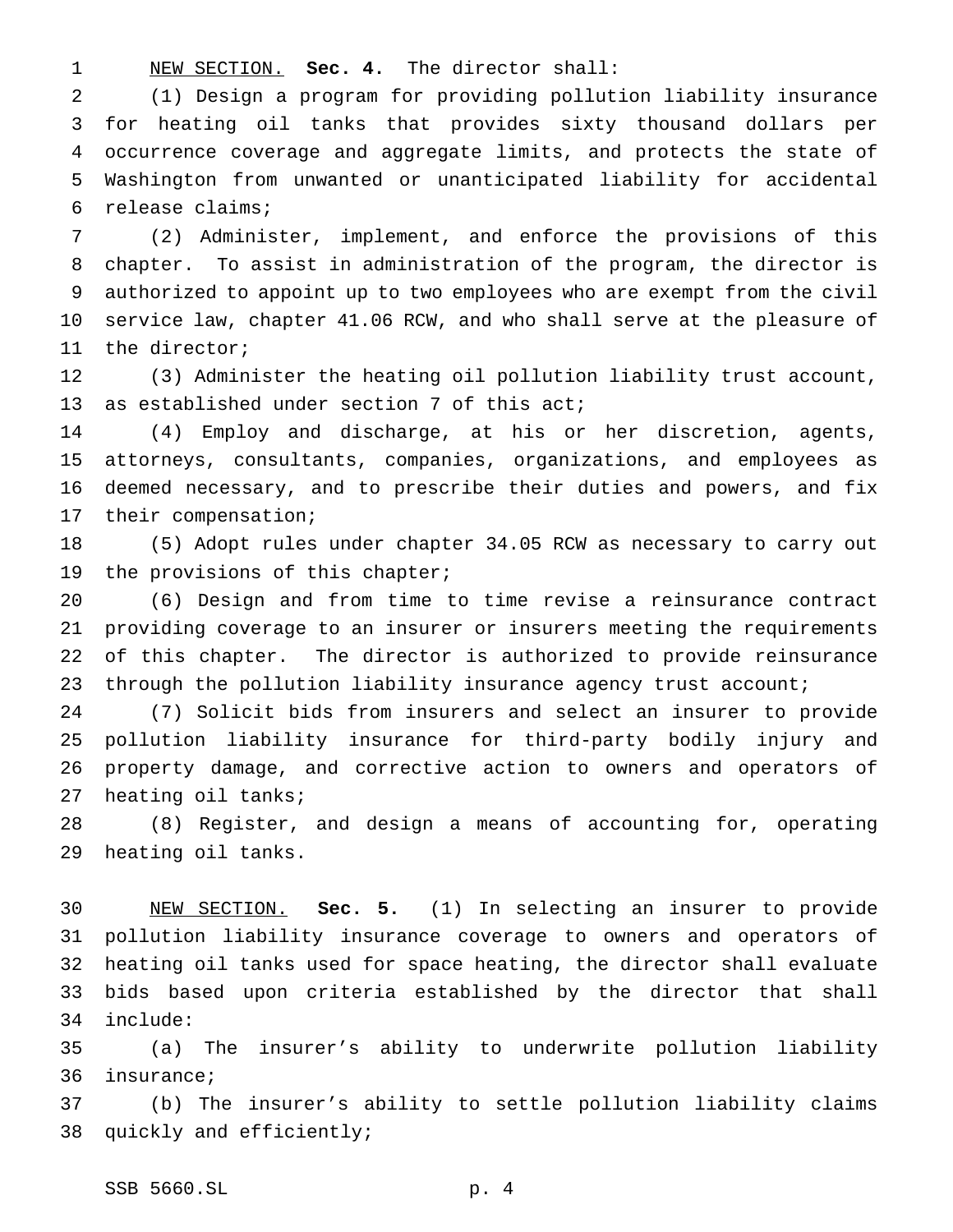NEW SECTION. **Sec. 4.** The director shall:

(1) Design a program for providing pollution liability insurance for heating oil tanks that provides sixty thousand dollars per occurrence coverage and aggregate limits, and protects the state of Washington from unwanted or unanticipated liability for accidental release claims;

(2) Administer, implement, and enforce the provisions of this chapter. To assist in administration of the program, the director is authorized to appoint up to two employees who are exempt from the civil service law, chapter 41.06 RCW, and who shall serve at the pleasure of the director;

(3) Administer the heating oil pollution liability trust account, as established under section 7 of this act;

(4) Employ and discharge, at his or her discretion, agents, attorneys, consultants, companies, organizations, and employees as deemed necessary, and to prescribe their duties and powers, and fix their compensation;

(5) Adopt rules under chapter 34.05 RCW as necessary to carry out the provisions of this chapter;

(6) Design and from time to time revise a reinsurance contract providing coverage to an insurer or insurers meeting the requirements of this chapter. The director is authorized to provide reinsurance through the pollution liability insurance agency trust account;

(7) Solicit bids from insurers and select an insurer to provide pollution liability insurance for third-party bodily injury and property damage, and corrective action to owners and operators of heating oil tanks;

(8) Register, and design a means of accounting for, operating heating oil tanks.

NEW SECTION. **Sec. 5.** (1) In selecting an insurer to provide pollution liability insurance coverage to owners and operators of heating oil tanks used for space heating, the director shall evaluate bids based upon criteria established by the director that shall include:

(a) The insurer's ability to underwrite pollution liability insurance;

(b) The insurer's ability to settle pollution liability claims quickly and efficiently;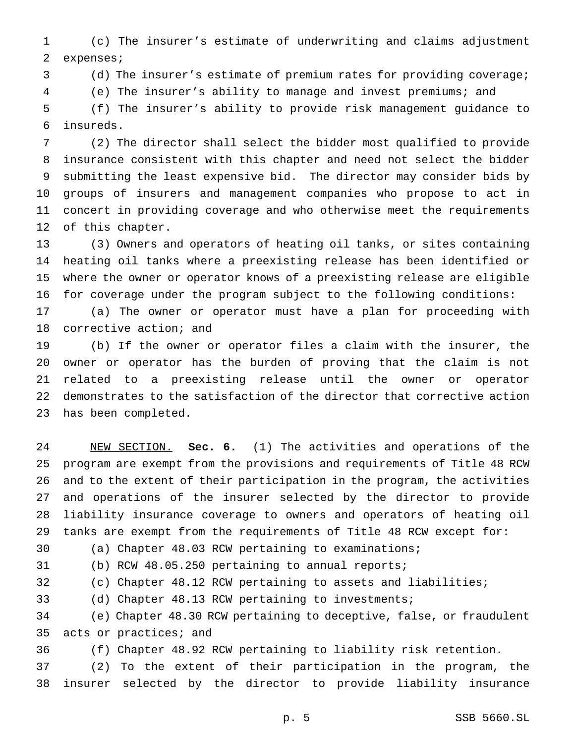(c) The insurer's estimate of underwriting and claims adjustment expenses;

(d) The insurer's estimate of premium rates for providing coverage;

(e) The insurer's ability to manage and invest premiums; and

(f) The insurer's ability to provide risk management guidance to insureds.

(2) The director shall select the bidder most qualified to provide insurance consistent with this chapter and need not select the bidder submitting the least expensive bid. The director may consider bids by groups of insurers and management companies who propose to act in concert in providing coverage and who otherwise meet the requirements of this chapter.

(3) Owners and operators of heating oil tanks, or sites containing heating oil tanks where a preexisting release has been identified or where the owner or operator knows of a preexisting release are eligible for coverage under the program subject to the following conditions:

(a) The owner or operator must have a plan for proceeding with corrective action; and

(b) If the owner or operator files a claim with the insurer, the owner or operator has the burden of proving that the claim is not related to a preexisting release until the owner or operator demonstrates to the satisfaction of the director that corrective action has been completed.

NEW SECTION. **Sec. 6.** (1) The activities and operations of the program are exempt from the provisions and requirements of Title 48 RCW and to the extent of their participation in the program, the activities and operations of the insurer selected by the director to provide liability insurance coverage to owners and operators of heating oil tanks are exempt from the requirements of Title 48 RCW except for:

(a) Chapter 48.03 RCW pertaining to examinations;

(b) RCW 48.05.250 pertaining to annual reports;

(c) Chapter 48.12 RCW pertaining to assets and liabilities;

(d) Chapter 48.13 RCW pertaining to investments;

(e) Chapter 48.30 RCW pertaining to deceptive, false, or fraudulent acts or practices; and

(f) Chapter 48.92 RCW pertaining to liability risk retention.

(2) To the extent of their participation in the program, the insurer selected by the director to provide liability insurance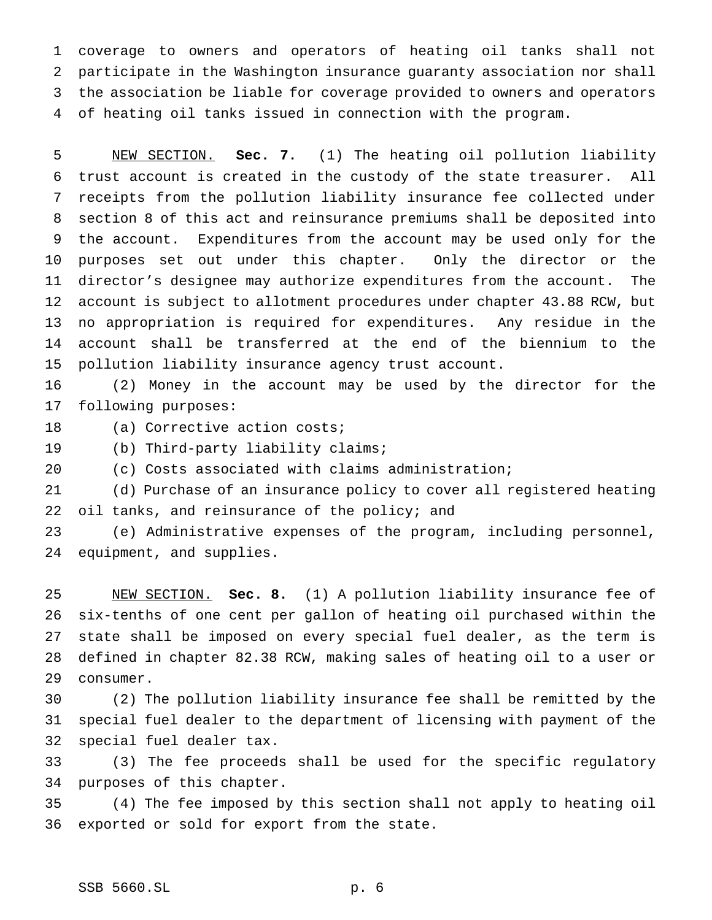coverage to owners and operators of heating oil tanks shall not participate in the Washington insurance guaranty association nor shall the association be liable for coverage provided to owners and operators of heating oil tanks issued in connection with the program.

NEW SECTION. **Sec. 7.** (1) The heating oil pollution liability trust account is created in the custody of the state treasurer. All receipts from the pollution liability insurance fee collected under section 8 of this act and reinsurance premiums shall be deposited into the account. Expenditures from the account may be used only for the purposes set out under this chapter. Only the director or the director's designee may authorize expenditures from the account. The account is subject to allotment procedures under chapter 43.88 RCW, but no appropriation is required for expenditures. Any residue in the account shall be transferred at the end of the biennium to the pollution liability insurance agency trust account.

(2) Money in the account may be used by the director for the following purposes:

(a) Corrective action costs;

(b) Third-party liability claims;

(c) Costs associated with claims administration;

(d) Purchase of an insurance policy to cover all registered heating oil tanks, and reinsurance of the policy; and

(e) Administrative expenses of the program, including personnel, equipment, and supplies.

NEW SECTION. **Sec. 8.** (1) A pollution liability insurance fee of six-tenths of one cent per gallon of heating oil purchased within the state shall be imposed on every special fuel dealer, as the term is defined in chapter 82.38 RCW, making sales of heating oil to a user or consumer.

(2) The pollution liability insurance fee shall be remitted by the special fuel dealer to the department of licensing with payment of the special fuel dealer tax.

(3) The fee proceeds shall be used for the specific regulatory purposes of this chapter.

(4) The fee imposed by this section shall not apply to heating oil exported or sold for export from the state.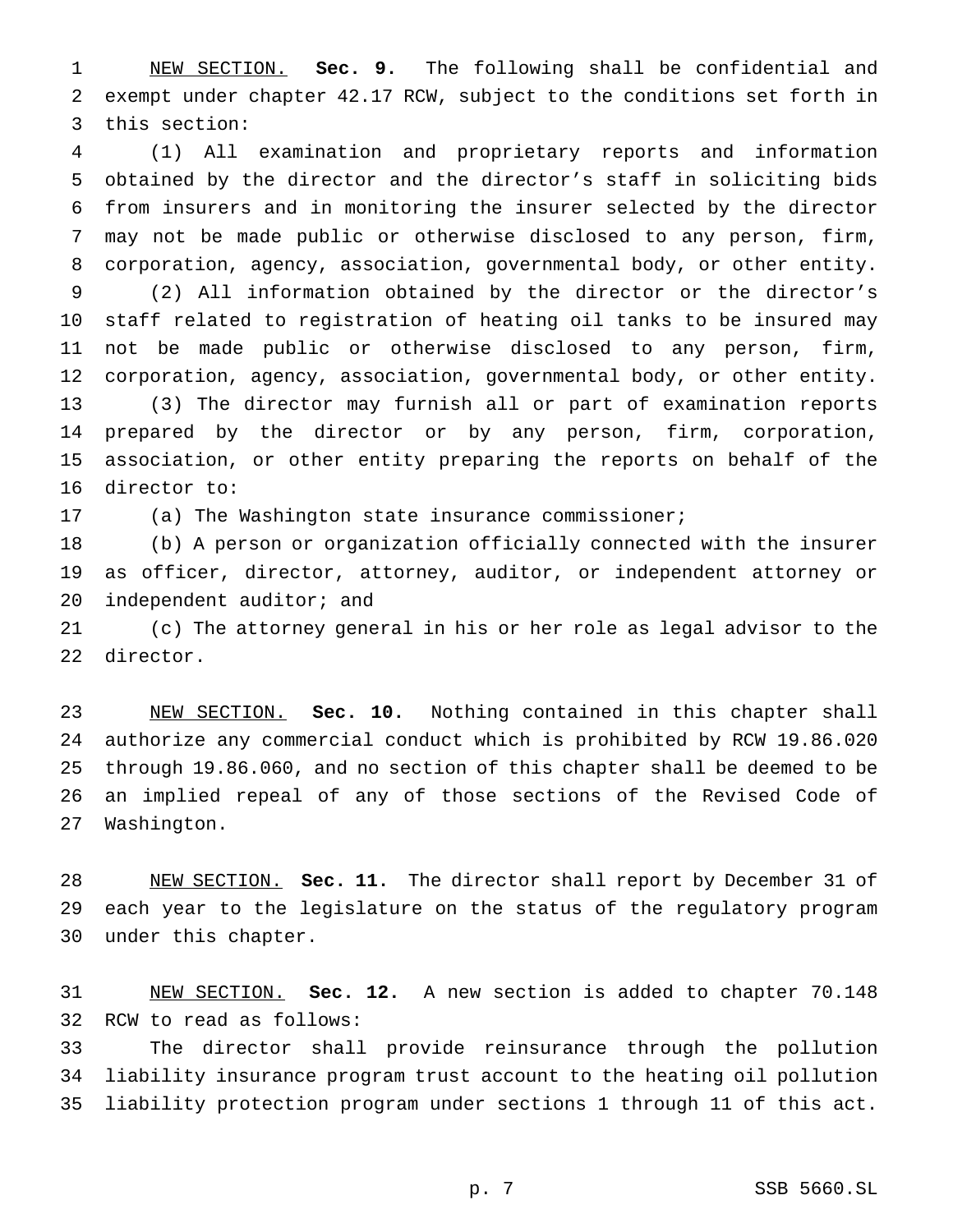NEW SECTION. **Sec. 9.** The following shall be confidential and exempt under chapter 42.17 RCW, subject to the conditions set forth in this section:

(1) All examination and proprietary reports and information obtained by the director and the director's staff in soliciting bids from insurers and in monitoring the insurer selected by the director may not be made public or otherwise disclosed to any person, firm, corporation, agency, association, governmental body, or other entity.

(2) All information obtained by the director or the director's staff related to registration of heating oil tanks to be insured may not be made public or otherwise disclosed to any person, firm, corporation, agency, association, governmental body, or other entity.

(3) The director may furnish all or part of examination reports prepared by the director or by any person, firm, corporation, association, or other entity preparing the reports on behalf of the director to:

(a) The Washington state insurance commissioner;

(b) A person or organization officially connected with the insurer as officer, director, attorney, auditor, or independent attorney or independent auditor; and

(c) The attorney general in his or her role as legal advisor to the director.

NEW SECTION. **Sec. 10.** Nothing contained in this chapter shall authorize any commercial conduct which is prohibited by RCW 19.86.020 through 19.86.060, and no section of this chapter shall be deemed to be an implied repeal of any of those sections of the Revised Code of Washington.

NEW SECTION. **Sec. 11.** The director shall report by December 31 of each year to the legislature on the status of the regulatory program under this chapter.

NEW SECTION. **Sec. 12.** A new section is added to chapter 70.148 RCW to read as follows:

The director shall provide reinsurance through the pollution liability insurance program trust account to the heating oil pollution liability protection program under sections 1 through 11 of this act.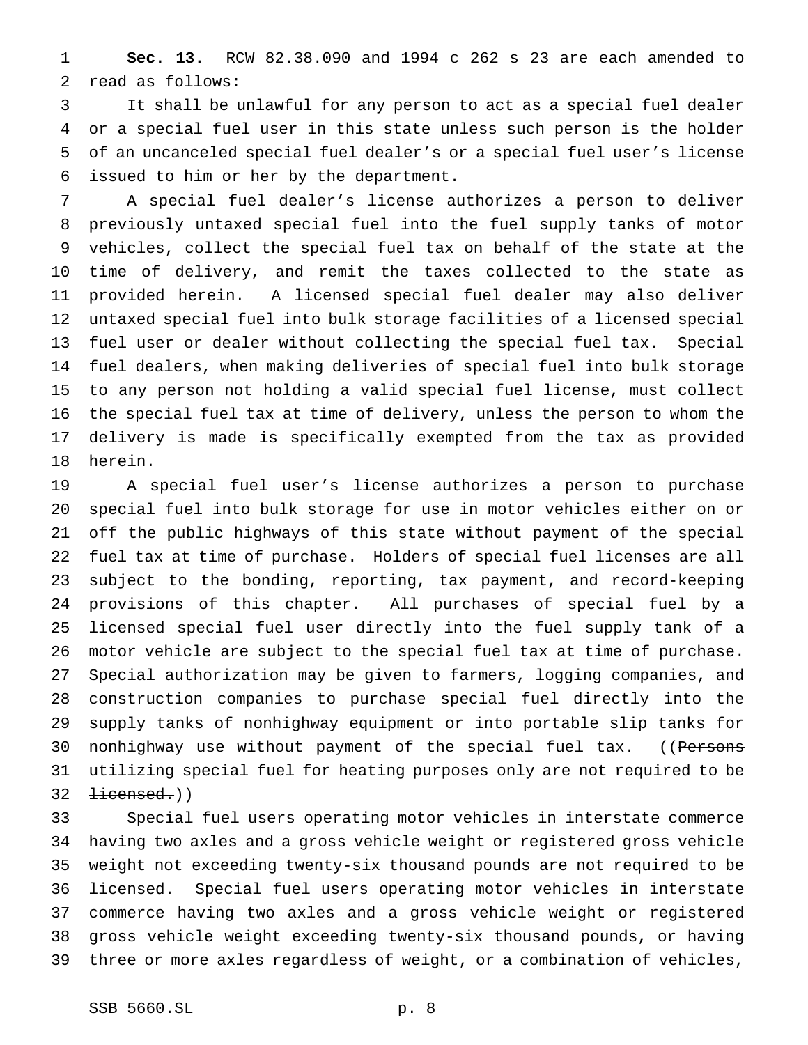**Sec. 13.** RCW 82.38.090 and 1994 c 262 s 23 are each amended to read as follows:

It shall be unlawful for any person to act as a special fuel dealer or a special fuel user in this state unless such person is the holder of an uncanceled special fuel dealer's or a special fuel user's license issued to him or her by the department.

A special fuel dealer's license authorizes a person to deliver previously untaxed special fuel into the fuel supply tanks of motor vehicles, collect the special fuel tax on behalf of the state at the time of delivery, and remit the taxes collected to the state as provided herein. A licensed special fuel dealer may also deliver untaxed special fuel into bulk storage facilities of a licensed special fuel user or dealer without collecting the special fuel tax. Special fuel dealers, when making deliveries of special fuel into bulk storage to any person not holding a valid special fuel license, must collect the special fuel tax at time of delivery, unless the person to whom the delivery is made is specifically exempted from the tax as provided herein.

A special fuel user's license authorizes a person to purchase special fuel into bulk storage for use in motor vehicles either on or off the public highways of this state without payment of the special fuel tax at time of purchase. Holders of special fuel licenses are all subject to the bonding, reporting, tax payment, and record-keeping provisions of this chapter. All purchases of special fuel by a licensed special fuel user directly into the fuel supply tank of a motor vehicle are subject to the special fuel tax at time of purchase. Special authorization may be given to farmers, logging companies, and construction companies to purchase special fuel directly into the supply tanks of nonhighway equipment or into portable slip tanks for nonhighway use without payment of the special fuel tax. ((~~Persons utilizing special fuel for heating purposes only are not required to be licensed.~~))

Special fuel users operating motor vehicles in interstate commerce having two axles and a gross vehicle weight or registered gross vehicle weight not exceeding twenty-six thousand pounds are not required to be licensed. Special fuel users operating motor vehicles in interstate commerce having two axles and a gross vehicle weight or registered gross vehicle weight exceeding twenty-six thousand pounds, or having three or more axles regardless of weight, or a combination of vehicles,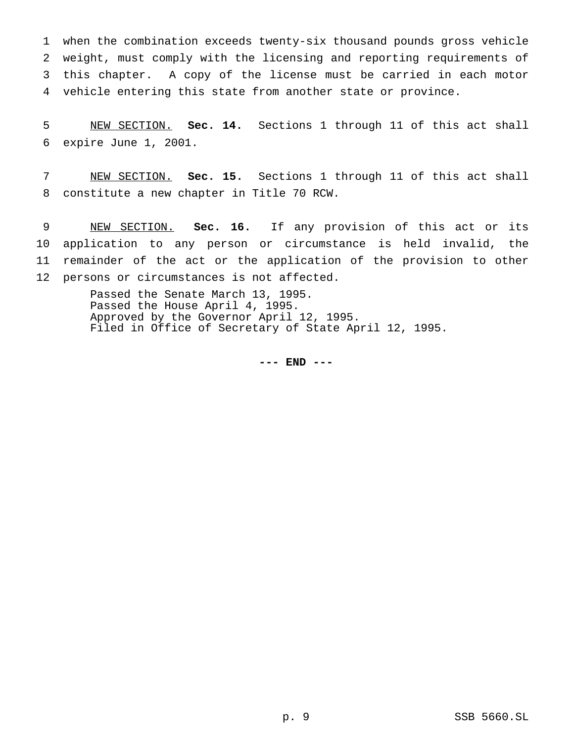when the combination exceeds twenty-six thousand pounds gross vehicle weight, must comply with the licensing and reporting requirements of this chapter. A copy of the license must be carried in each motor vehicle entering this state from another state or province.

NEW SECTION. **Sec. 14.** Sections 1 through 11 of this act shall expire June 1, 2001.

NEW SECTION. **Sec. 15.** Sections 1 through 11 of this act shall constitute a new chapter in Title 70 RCW.

NEW SECTION. **Sec. 16.** If any provision of this act or its application to any person or circumstance is held invalid, the remainder of the act or the application of the provision to other persons or circumstances is not affected.

Passed the Senate March 13, 1995.
Passed the House April 4, 1995.
Approved by the Governor April 12, 1995.
Filed in Office of Secretary of State April 12, 1995.

**--- END ---**